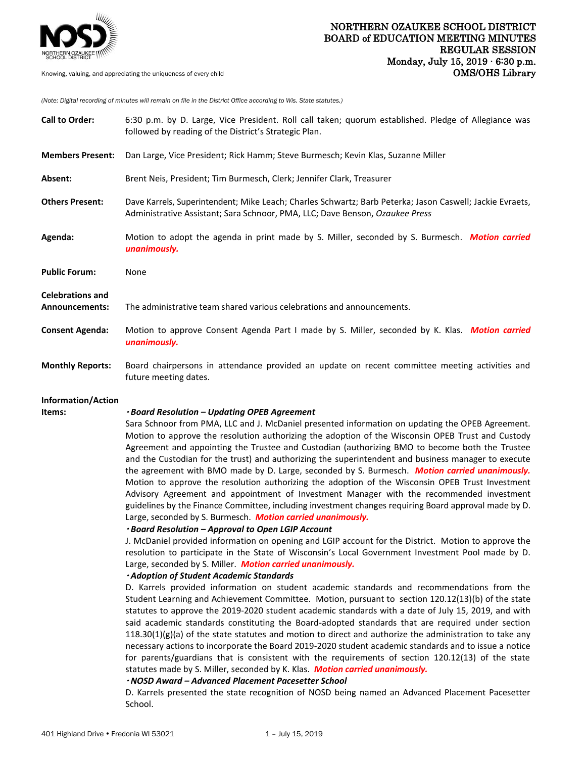NORTHERN OZAUKEE SCHOOL DISTRICT

Knowing, valuing, and appreciating the uniqueness of every child

# NORTHERN OZAUKEE SCHOOL DISTRICT BOARD of EDUCATION MEETING MINUTES REGULAR SESSION

**Monday, July 15, 2019 · 6:30 p.m.**
**OMS/OHS Library**

*(Note: Digital recording of minutes will remain on file in the District Office according to Wis. State statutes.)*

**Call to Order:** 6:30 p.m. by D. Large, Vice President. Roll call taken; quorum established. Pledge of Allegiance was followed by reading of the District's Strategic Plan.

**Members Present:** Dan Large, Vice President; Rick Hamm; Steve Burmesch; Kevin Klas, Suzanne Miller

**Absent:** Brent Neis, President; Tim Burmesch, Clerk; Jennifer Clark, Treasurer

**Others Present:** Dave Karrels, Superintendent; Mike Leach; Charles Schwartz; Barb Peterka; Jason Caswell; Jackie Evraets, Administrative Assistant; Sara Schnoor, PMA, LLC; Dave Benson, *Ozaukee Press*

**Agenda:** Motion to adopt the agenda in print made by S. Miller, seconded by S. Burmesch. ***Motion carried unanimously.***

**Public Forum:** None

**Celebrations and Announcements:** The administrative team shared various celebrations and announcements.

**Consent Agenda:** Motion to approve Consent Agenda Part I made by S. Miller, seconded by K. Klas. ***Motion carried unanimously.***

**Monthly Reports:** Board chairpersons in attendance provided an update on recent committee meeting activities and future meeting dates.

**Information/Action Items:**

***・Board Resolution – Updating OPEB Agreement***

Sara Schnoor from PMA, LLC and J. McDaniel presented information on updating the OPEB Agreement. Motion to approve the resolution authorizing the adoption of the Wisconsin OPEB Trust and Custody Agreement and appointing the Trustee and Custodian (authorizing BMO to become both the Trustee and the Custodian for the trust) and authorizing the superintendent and business manager to execute the agreement with BMO made by D. Large, seconded by S. Burmesch. ***Motion carried unanimously.*** Motion to approve the resolution authorizing the adoption of the Wisconsin OPEB Trust Investment Advisory Agreement and appointment of Investment Manager with the recommended investment guidelines by the Finance Committee, including investment changes requiring Board approval made by D. Large, seconded by S. Burmesch. ***Motion carried unanimously.***

***・Board Resolution – Approval to Open LGIP Account***

J. McDaniel provided information on opening and LGIP account for the District. Motion to approve the resolution to participate in the State of Wisconsin's Local Government Investment Pool made by D. Large, seconded by S. Miller. ***Motion carried unanimously.***

***・Adoption of Student Academic Standards***

D. Karrels provided information on student academic standards and recommendations from the Student Learning and Achievement Committee. Motion, pursuant to section 120.12(13)(b) of the state statutes to approve the 2019-2020 student academic standards with a date of July 15, 2019, and with said academic standards constituting the Board-adopted standards that are required under section 118.30(1)(g)(a) of the state statutes and motion to direct and authorize the administration to take any necessary actions to incorporate the Board 2019-2020 student academic standards and to issue a notice for parents/guardians that is consistent with the requirements of section 120.12(13) of the state statutes made by S. Miller, seconded by K. Klas. ***Motion carried unanimously.***

***・NOSD Award – Advanced Placement Pacesetter School***

D. Karrels presented the state recognition of NOSD being named an Advanced Placement Pacesetter School.

401 Highland Drive • Fredonia WI 53021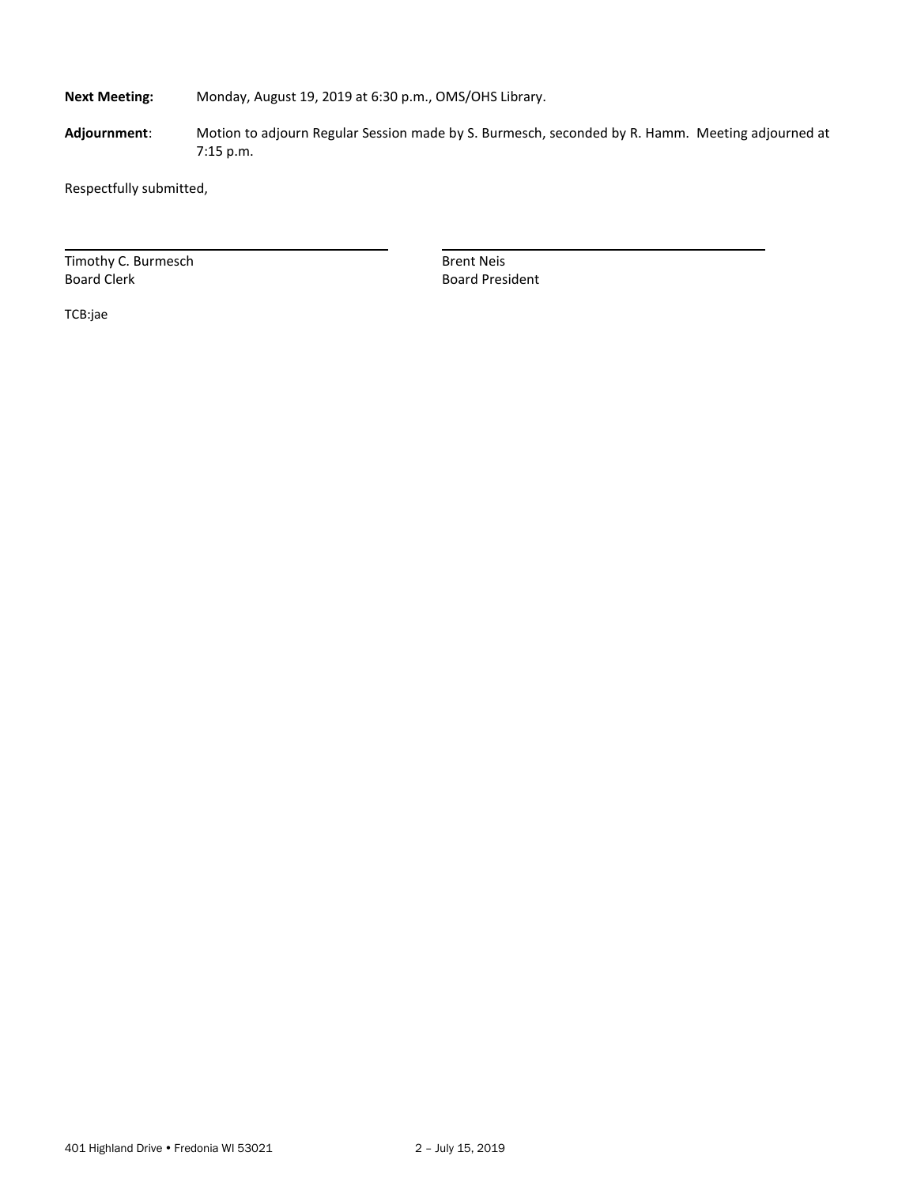**Next Meeting:** Monday, August 19, 2019 at 6:30 p.m., OMS/OHS Library.

**Adjournment**: Motion to adjourn Regular Session made by S. Burmesch, seconded by R. Hamm. Meeting adjourned at 7:15 p.m.

Respectfully submitted,

| | |
|---|---|
| Timothy C. Burmesch | Brent Neis |
| Board Clerk | Board President |

TCB:jae